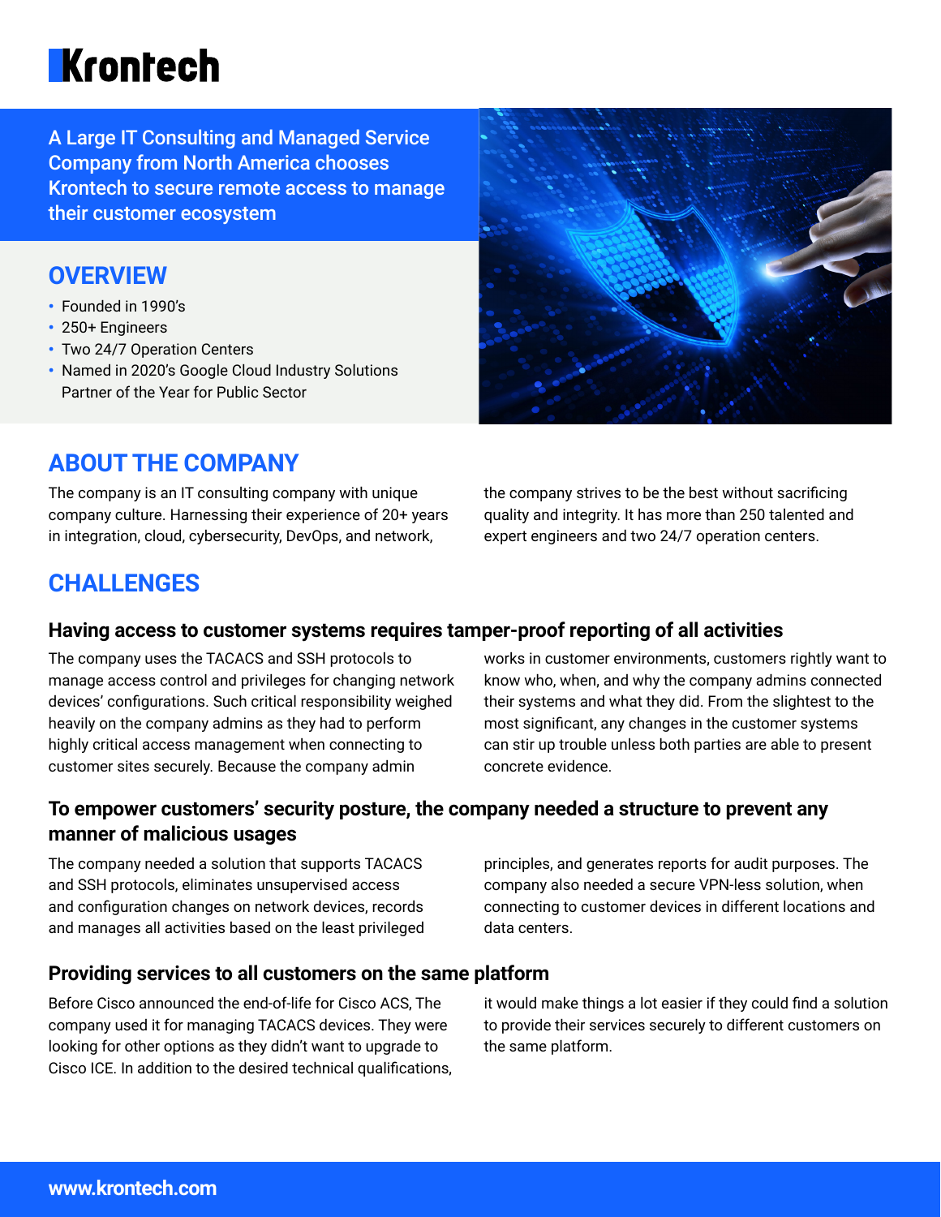# Krontech

A Large IT Consulting and Managed Service Company from North America chooses Krontech to secure remote access to manage their customer ecosystem

## OVERVIEW

- Founded in 1990's
- 250+ Engineers
- Two 24/7 Operation Centers
- Named in 2020's Google Cloud Industry Solutions Partner of the Year for Public Sector

## ABOUT THE COMPANY

The company is an IT consulting company with unique company culture. Harnessing their experience of 20+ years in integration, cloud, cybersecurity, DevOps, and network, the company strives to be the best without sacrificing quality and integrity. It has more than 250 talented and expert engineers and two 24/7 operation centers.

## CHALLENGES

### Having access to customer systems requires tamper-proof reporting of all activities

The company uses the TACACS and SSH protocols to manage access control and privileges for changing network devices' configurations. Such critical responsibility weighed heavily on the company admins as they had to perform highly critical access management when connecting to customer sites securely. Because the company admin works in customer environments, customers rightly want to know who, when, and why the company admins connected their systems and what they did. From the slightest to the most significant, any changes in the customer systems can stir up trouble unless both parties are able to present concrete evidence.

### To empower customers' security posture, the company needed a structure to prevent any manner of malicious usages

The company needed a solution that supports TACACS and SSH protocols, eliminates unsupervised access and configuration changes on network devices, records and manages all activities based on the least privileged principles, and generates reports for audit purposes. The company also needed a secure VPN-less solution, when connecting to customer devices in different locations and data centers.

### Providing services to all customers on the same platform

Before Cisco announced the end-of-life for Cisco ACS, The company used it for managing TACACS devices. They were looking for other options as they didn't want to upgrade to Cisco ICE. In addition to the desired technical qualifications, it would make things a lot easier if they could find a solution to provide their services securely to different customers on the same platform.

www.krontech.com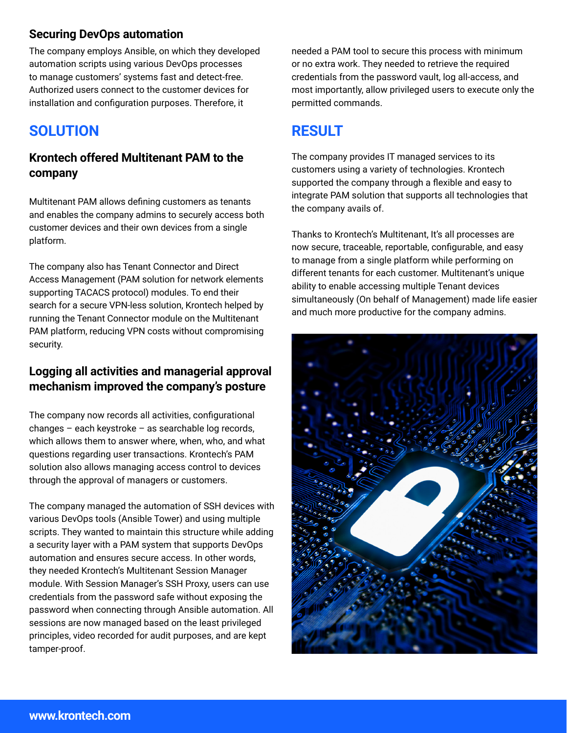### Securing DevOps automation

The company employs Ansible, on which they developed automation scripts using various DevOps processes to manage customers' systems fast and detect-free. Authorized users connect to the customer devices for installation and configuration purposes. Therefore, it needed a PAM tool to secure this process with minimum or no extra work. They needed to retrieve the required credentials from the password vault, log all-access, and most importantly, allow privileged users to execute only the permitted commands.

## SOLUTION

### Krontech offered Multitenant PAM to the company

Multitenant PAM allows defining customers as tenants and enables the company admins to securely access both customer devices and their own devices from a single platform.

The company also has Tenant Connector and Direct Access Management (PAM solution for network elements supporting TACACS protocol) modules. To end their search for a secure VPN-less solution, Krontech helped by running the Tenant Connector module on the Multitenant PAM platform, reducing VPN costs without compromising security.

### Logging all activities and managerial approval mechanism improved the company's posture

The company now records all activities, configurational changes – each keystroke – as searchable log records, which allows them to answer where, when, who, and what questions regarding user transactions. Krontech's PAM solution also allows managing access control to devices through the approval of managers or customers.

The company managed the automation of SSH devices with various DevOps tools (Ansible Tower) and using multiple scripts. They wanted to maintain this structure while adding a security layer with a PAM system that supports DevOps automation and ensures secure access. In other words, they needed Krontech's Multitenant Session Manager module. With Session Manager's SSH Proxy, users can use credentials from the password safe without exposing the password when connecting through Ansible automation. All sessions are now managed based on the least privileged principles, video recorded for audit purposes, and are kept tamper-proof.

## RESULT

The company provides IT managed services to its customers using a variety of technologies. Krontech supported the company through a flexible and easy to integrate PAM solution that supports all technologies that the company avails of.

Thanks to Krontech's Multitenant, It's all processes are now secure, traceable, reportable, configurable, and easy to manage from a single platform while performing on different tenants for each customer. Multitenant's unique ability to enable accessing multiple Tenant devices simultaneously (On behalf of Management) made life easier and much more productive for the company admins.

**www.krontech.com**